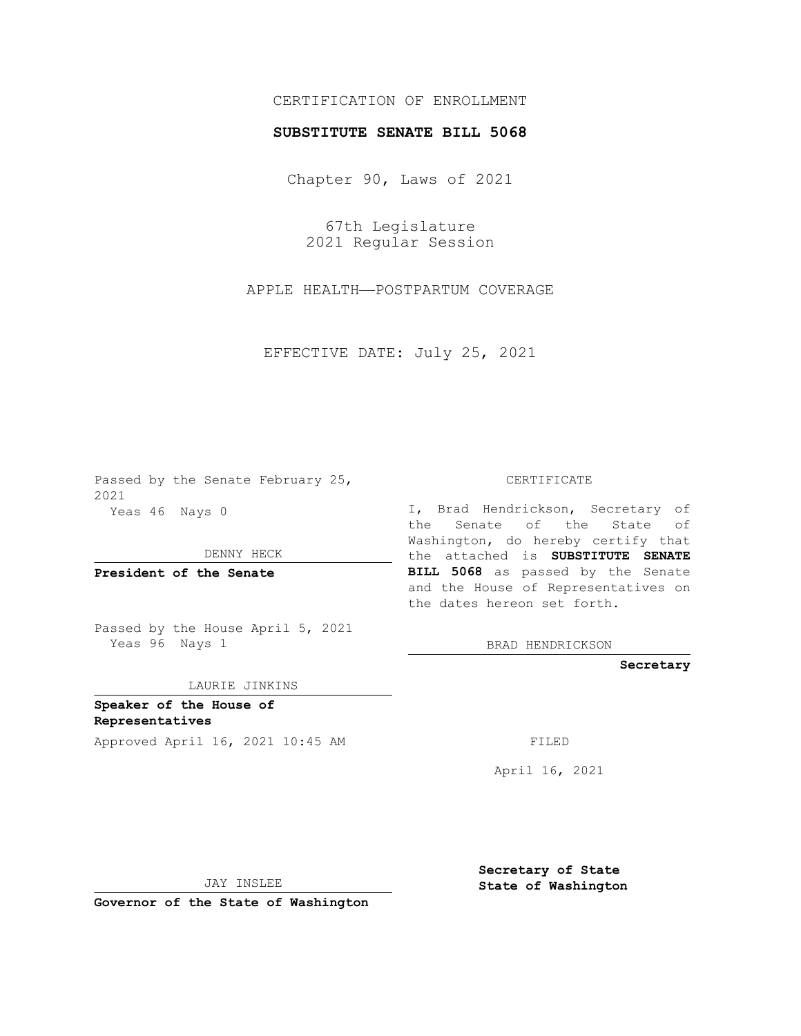CERTIFICATION OF ENROLLMENT

**SUBSTITUTE SENATE BILL 5068**

Chapter 90, Laws of 2021

67th Legislature
2021 Regular Session

APPLE HEALTH—POSTPARTUM COVERAGE

EFFECTIVE DATE: July 25, 2021

Passed by the Senate February 25, 2021
Yeas 46 Nays 0

DENNY HECK

**President of the Senate**

Passed by the House April 5, 2021
Yeas 96 Nays 1

LAURIE JINKINS

**Speaker of the House of Representatives**

Approved April 16, 2021 10:45 AM

JAY INSLEE

**Governor of the State of Washington**

CERTIFICATE

I, Brad Hendrickson, Secretary of the Senate of the State of Washington, do hereby certify that the attached is **SUBSTITUTE SENATE BILL 5068** as passed by the Senate and the House of Representatives on the dates hereon set forth.

BRAD HENDRICKSON

**Secretary**

FILED

April 16, 2021

**Secretary of State**
**State of Washington**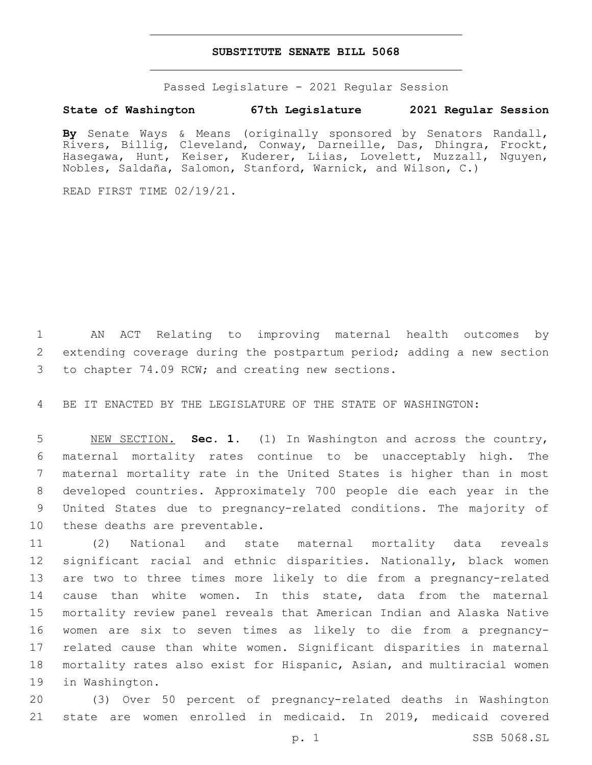# SUBSTITUTE SENATE BILL 5068

Passed Legislature - 2021 Regular Session

**State of Washington 67th Legislature 2021 Regular Session**

**By** Senate Ways & Means (originally sponsored by Senators Randall, Rivers, Billig, Cleveland, Conway, Darneille, Das, Dhingra, Frockt, Hasegawa, Hunt, Keiser, Kuderer, Liias, Lovelett, Muzzall, Nguyen, Nobles, Saldaña, Salomon, Stanford, Warnick, and Wilson, C.)

READ FIRST TIME 02/19/21.

AN ACT Relating to improving maternal health outcomes by extending coverage during the postpartum period; adding a new section to chapter 74.09 RCW; and creating new sections.

BE IT ENACTED BY THE LEGISLATURE OF THE STATE OF WASHINGTON:

NEW SECTION. **Sec. 1.** (1) In Washington and across the country, maternal mortality rates continue to be unacceptably high. The maternal mortality rate in the United States is higher than in most developed countries. Approximately 700 people die each year in the United States due to pregnancy-related conditions. The majority of these deaths are preventable.

(2) National and state maternal mortality data reveals significant racial and ethnic disparities. Nationally, black women are two to three times more likely to die from a pregnancy-related cause than white women. In this state, data from the maternal mortality review panel reveals that American Indian and Alaska Native women are six to seven times as likely to die from a pregnancy-related cause than white women. Significant disparities in maternal mortality rates also exist for Hispanic, Asian, and multiracial women in Washington.

(3) Over 50 percent of pregnancy-related deaths in Washington state are women enrolled in medicaid. In 2019, medicaid covered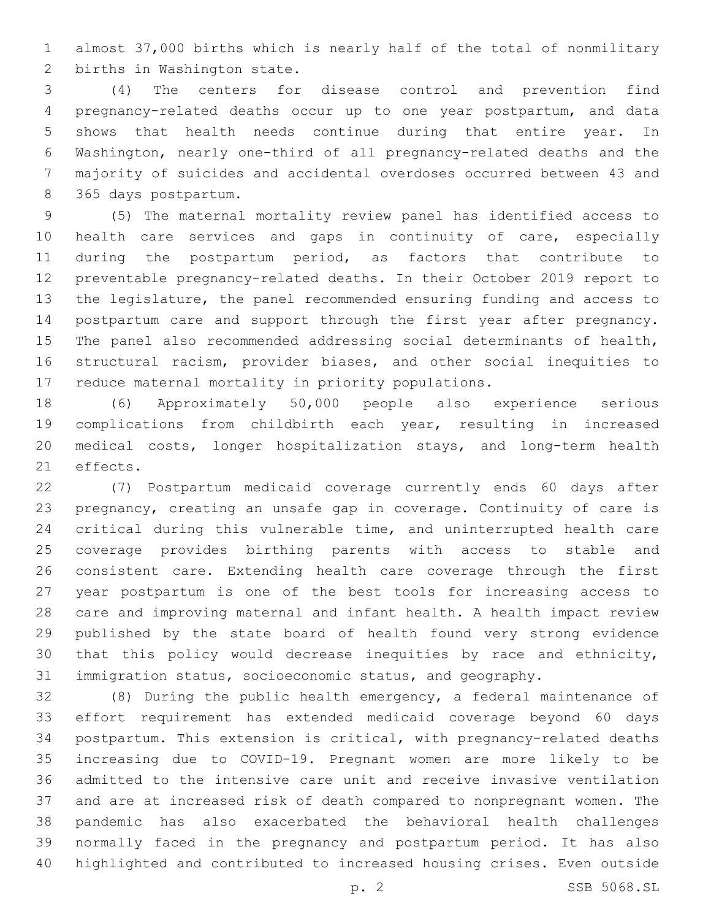almost 37,000 births which is nearly half of the total of nonmilitary births in Washington state.

(4) The centers for disease control and prevention find pregnancy-related deaths occur up to one year postpartum, and data shows that health needs continue during that entire year. In Washington, nearly one-third of all pregnancy-related deaths and the majority of suicides and accidental overdoses occurred between 43 and 365 days postpartum.

(5) The maternal mortality review panel has identified access to health care services and gaps in continuity of care, especially during the postpartum period, as factors that contribute to preventable pregnancy-related deaths. In their October 2019 report to the legislature, the panel recommended ensuring funding and access to postpartum care and support through the first year after pregnancy. The panel also recommended addressing social determinants of health, structural racism, provider biases, and other social inequities to reduce maternal mortality in priority populations.

(6) Approximately 50,000 people also experience serious complications from childbirth each year, resulting in increased medical costs, longer hospitalization stays, and long-term health effects.

(7) Postpartum medicaid coverage currently ends 60 days after pregnancy, creating an unsafe gap in coverage. Continuity of care is critical during this vulnerable time, and uninterrupted health care coverage provides birthing parents with access to stable and consistent care. Extending health care coverage through the first year postpartum is one of the best tools for increasing access to care and improving maternal and infant health. A health impact review published by the state board of health found very strong evidence that this policy would decrease inequities by race and ethnicity, immigration status, socioeconomic status, and geography.

(8) During the public health emergency, a federal maintenance of effort requirement has extended medicaid coverage beyond 60 days postpartum. This extension is critical, with pregnancy-related deaths increasing due to COVID-19. Pregnant women are more likely to be admitted to the intensive care unit and receive invasive ventilation and are at increased risk of death compared to nonpregnant women. The pandemic has also exacerbated the behavioral health challenges normally faced in the pregnancy and postpartum period. It has also highlighted and contributed to increased housing crises. Even outside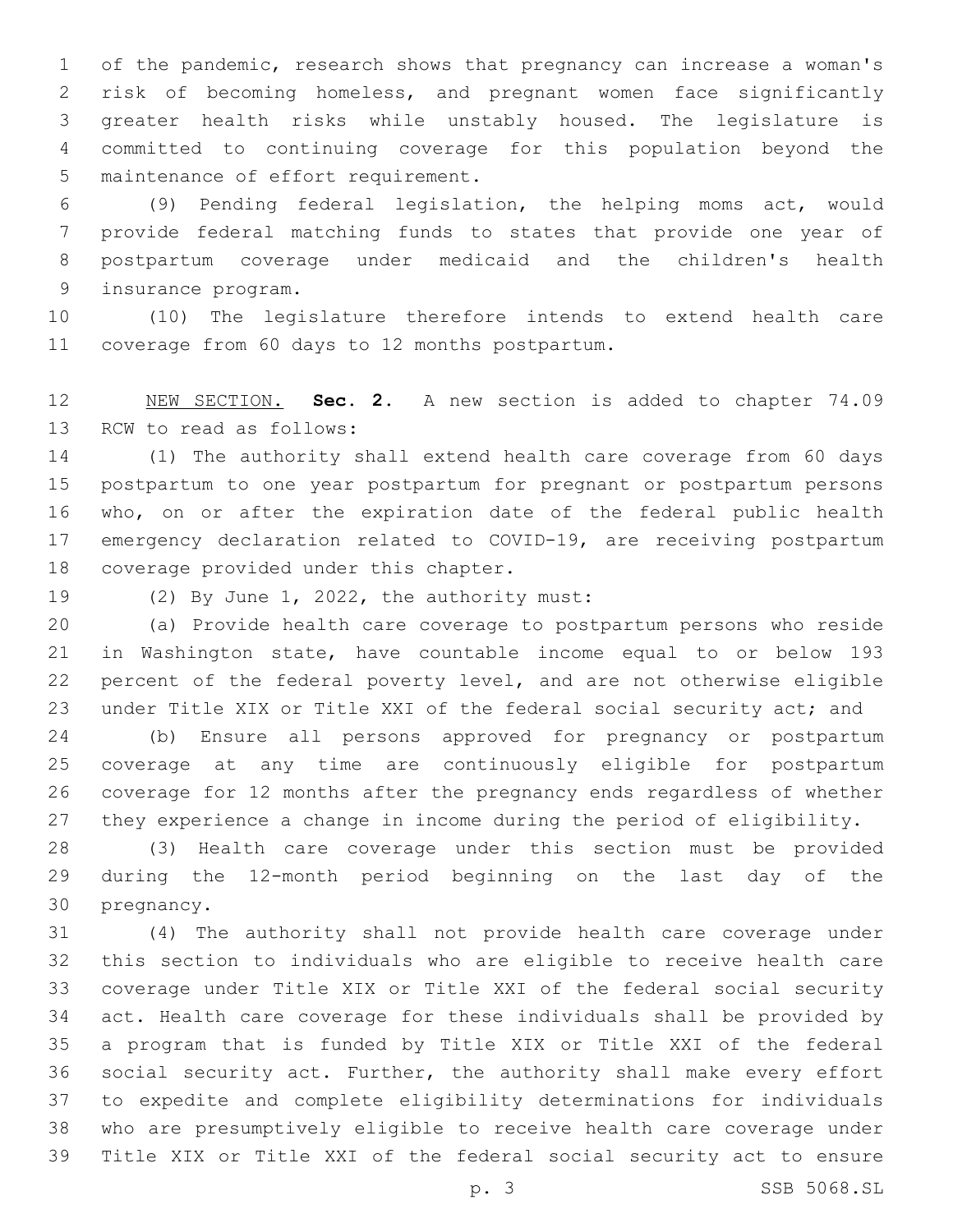of the pandemic, research shows that pregnancy can increase a woman's risk of becoming homeless, and pregnant women face significantly greater health risks while unstably housed. The legislature is committed to continuing coverage for this population beyond the maintenance of effort requirement.

(9) Pending federal legislation, the helping moms act, would provide federal matching funds to states that provide one year of postpartum coverage under medicaid and the children's health insurance program.

(10) The legislature therefore intends to extend health care coverage from 60 days to 12 months postpartum.

NEW SECTION. **Sec. 2.** A new section is added to chapter 74.09 RCW to read as follows:

(1) The authority shall extend health care coverage from 60 days postpartum to one year postpartum for pregnant or postpartum persons who, on or after the expiration date of the federal public health emergency declaration related to COVID-19, are receiving postpartum coverage provided under this chapter.

(2) By June 1, 2022, the authority must:

(a) Provide health care coverage to postpartum persons who reside in Washington state, have countable income equal to or below 193 percent of the federal poverty level, and are not otherwise eligible under Title XIX or Title XXI of the federal social security act; and

(b) Ensure all persons approved for pregnancy or postpartum coverage at any time are continuously eligible for postpartum coverage for 12 months after the pregnancy ends regardless of whether they experience a change in income during the period of eligibility.

(3) Health care coverage under this section must be provided during the 12-month period beginning on the last day of the pregnancy.

(4) The authority shall not provide health care coverage under this section to individuals who are eligible to receive health care coverage under Title XIX or Title XXI of the federal social security act. Health care coverage for these individuals shall be provided by a program that is funded by Title XIX or Title XXI of the federal social security act. Further, the authority shall make every effort to expedite and complete eligibility determinations for individuals who are presumptively eligible to receive health care coverage under Title XIX or Title XXI of the federal social security act to ensure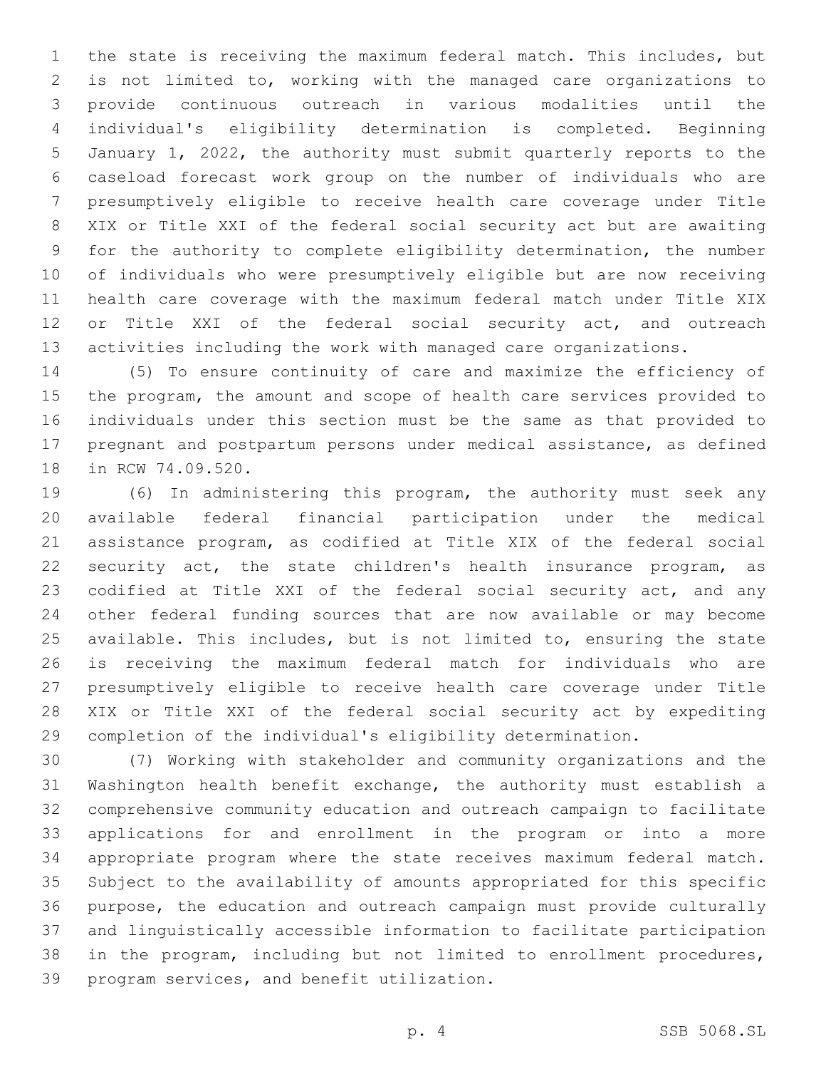the state is receiving the maximum federal match. This includes, but is not limited to, working with the managed care organizations to provide continuous outreach in various modalities until the individual's eligibility determination is completed. Beginning January 1, 2022, the authority must submit quarterly reports to the caseload forecast work group on the number of individuals who are presumptively eligible to receive health care coverage under Title XIX or Title XXI of the federal social security act but are awaiting for the authority to complete eligibility determination, the number of individuals who were presumptively eligible but are now receiving health care coverage with the maximum federal match under Title XIX or Title XXI of the federal social security act, and outreach activities including the work with managed care organizations.

(5) To ensure continuity of care and maximize the efficiency of the program, the amount and scope of health care services provided to individuals under this section must be the same as that provided to pregnant and postpartum persons under medical assistance, as defined in RCW 74.09.520.

(6) In administering this program, the authority must seek any available federal financial participation under the medical assistance program, as codified at Title XIX of the federal social security act, the state children's health insurance program, as codified at Title XXI of the federal social security act, and any other federal funding sources that are now available or may become available. This includes, but is not limited to, ensuring the state is receiving the maximum federal match for individuals who are presumptively eligible to receive health care coverage under Title XIX or Title XXI of the federal social security act by expediting completion of the individual's eligibility determination.

(7) Working with stakeholder and community organizations and the Washington health benefit exchange, the authority must establish a comprehensive community education and outreach campaign to facilitate applications for and enrollment in the program or into a more appropriate program where the state receives maximum federal match. Subject to the availability of amounts appropriated for this specific purpose, the education and outreach campaign must provide culturally and linguistically accessible information to facilitate participation in the program, including but not limited to enrollment procedures, program services, and benefit utilization.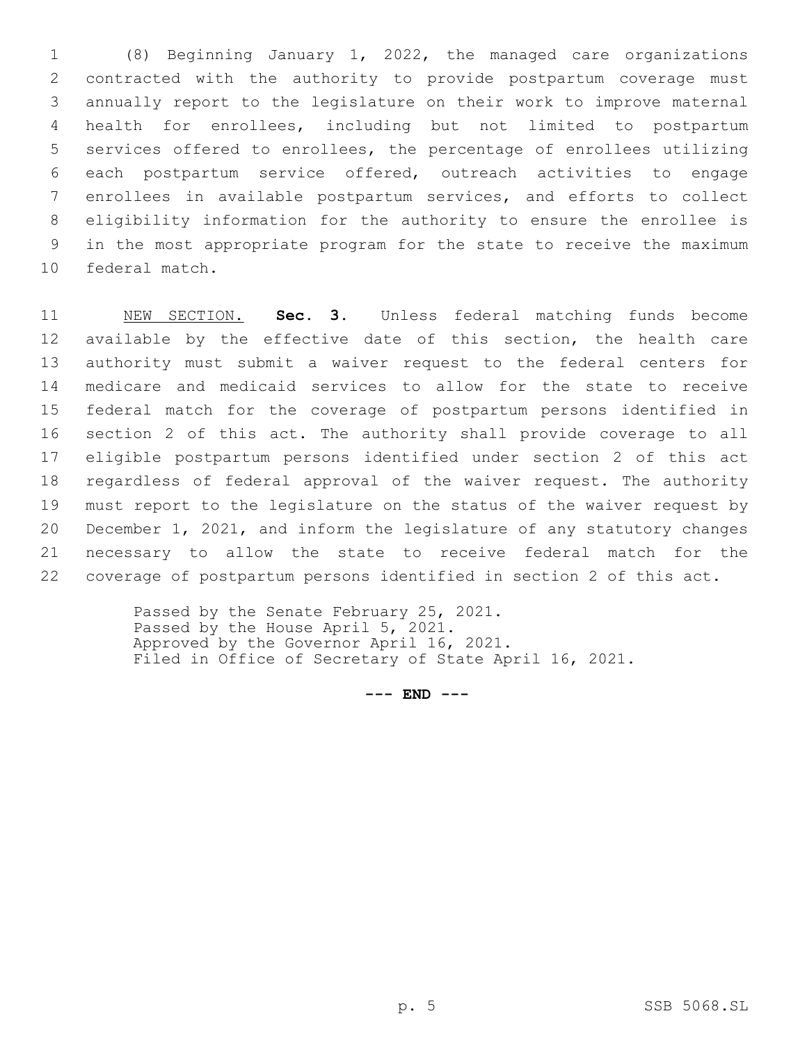(8) Beginning January 1, 2022, the managed care organizations contracted with the authority to provide postpartum coverage must annually report to the legislature on their work to improve maternal health for enrollees, including but not limited to postpartum services offered to enrollees, the percentage of enrollees utilizing each postpartum service offered, outreach activities to engage enrollees in available postpartum services, and efforts to collect eligibility information for the authority to ensure the enrollee is in the most appropriate program for the state to receive the maximum federal match.

NEW SECTION. **Sec. 3.** Unless federal matching funds become available by the effective date of this section, the health care authority must submit a waiver request to the federal centers for medicare and medicaid services to allow for the state to receive federal match for the coverage of postpartum persons identified in section 2 of this act. The authority shall provide coverage to all eligible postpartum persons identified under section 2 of this act regardless of federal approval of the waiver request. The authority must report to the legislature on the status of the waiver request by December 1, 2021, and inform the legislature of any statutory changes necessary to allow the state to receive federal match for the coverage of postpartum persons identified in section 2 of this act.

Passed by the Senate February 25, 2021.
Passed by the House April 5, 2021.
Approved by the Governor April 16, 2021.
Filed in Office of Secretary of State April 16, 2021.

**--- END ---**